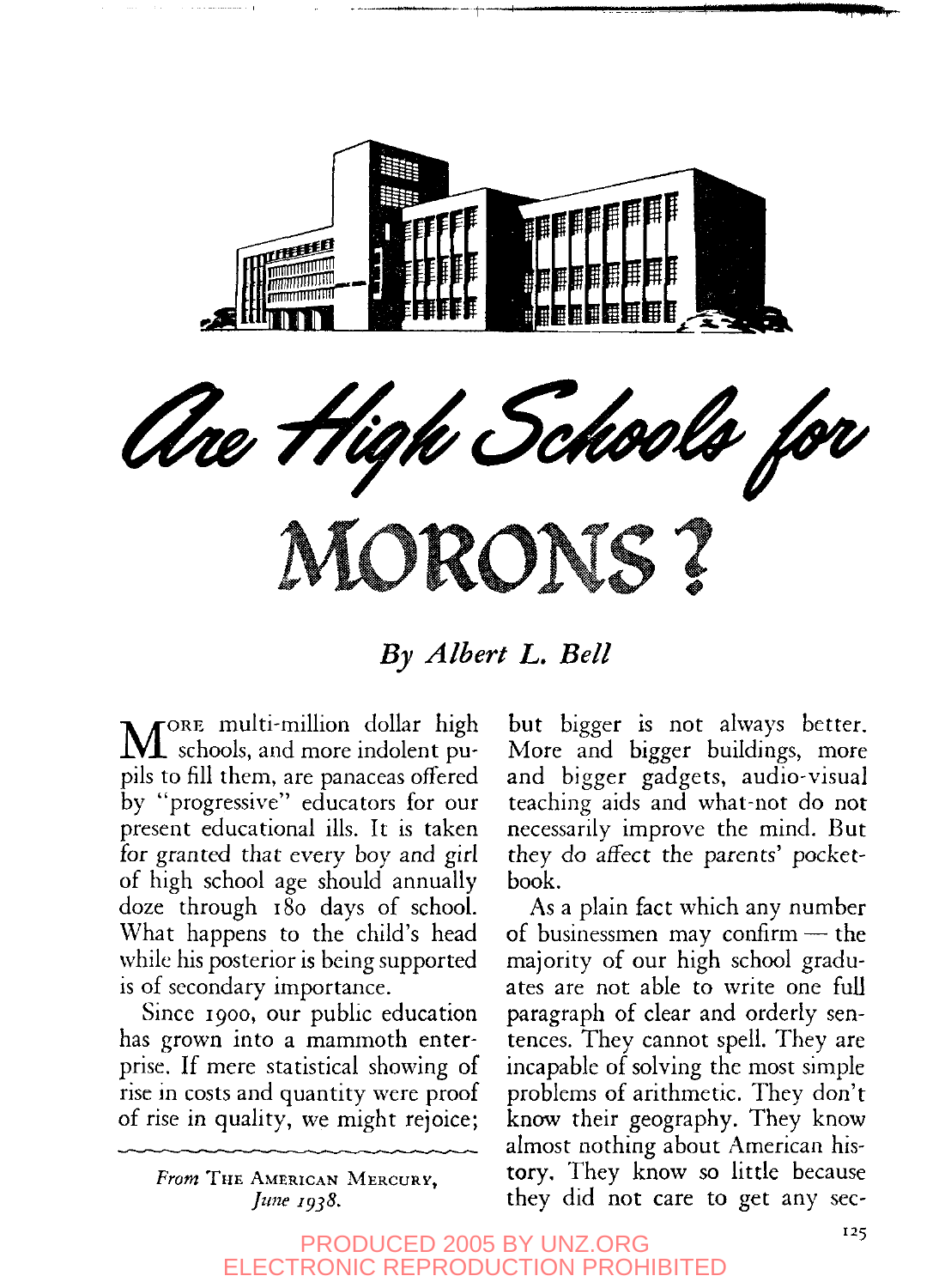# Are High Schools for MORONS?

*By Albert L. Bell*

MORE multi-million dollar high schools, and more indolent pupils to fill them, are panaceas offered by "progressive" educators for our present educational ills. It is taken for granted that every boy and girl of high school age should annually doze through 180 days of school. What happens to the child's head while his posterior is being supported is of secondary importance.

Since 1900, our public education has grown into a mammoth enterprise. If mere statistical showing of rise in costs and quantity were proof of rise in quality, we might rejoice; but bigger is not always better. More and bigger buildings, more and bigger gadgets, audio-visual teaching aids and what-not do not necessarily improve the mind. But they do affect the parents' pocketbook.

As a plain fact which any number of businessmen may confirm — the majority of our high school graduates are not able to write one full paragraph of clear and orderly sentences. They cannot spell. They are incapable of solving the most simple problems of arithmetic. They don't know their geography. They know almost nothing about American history. They know so little because they did not care to get any sec-

*From* THE AMERICAN MERCURY, *June 1938.*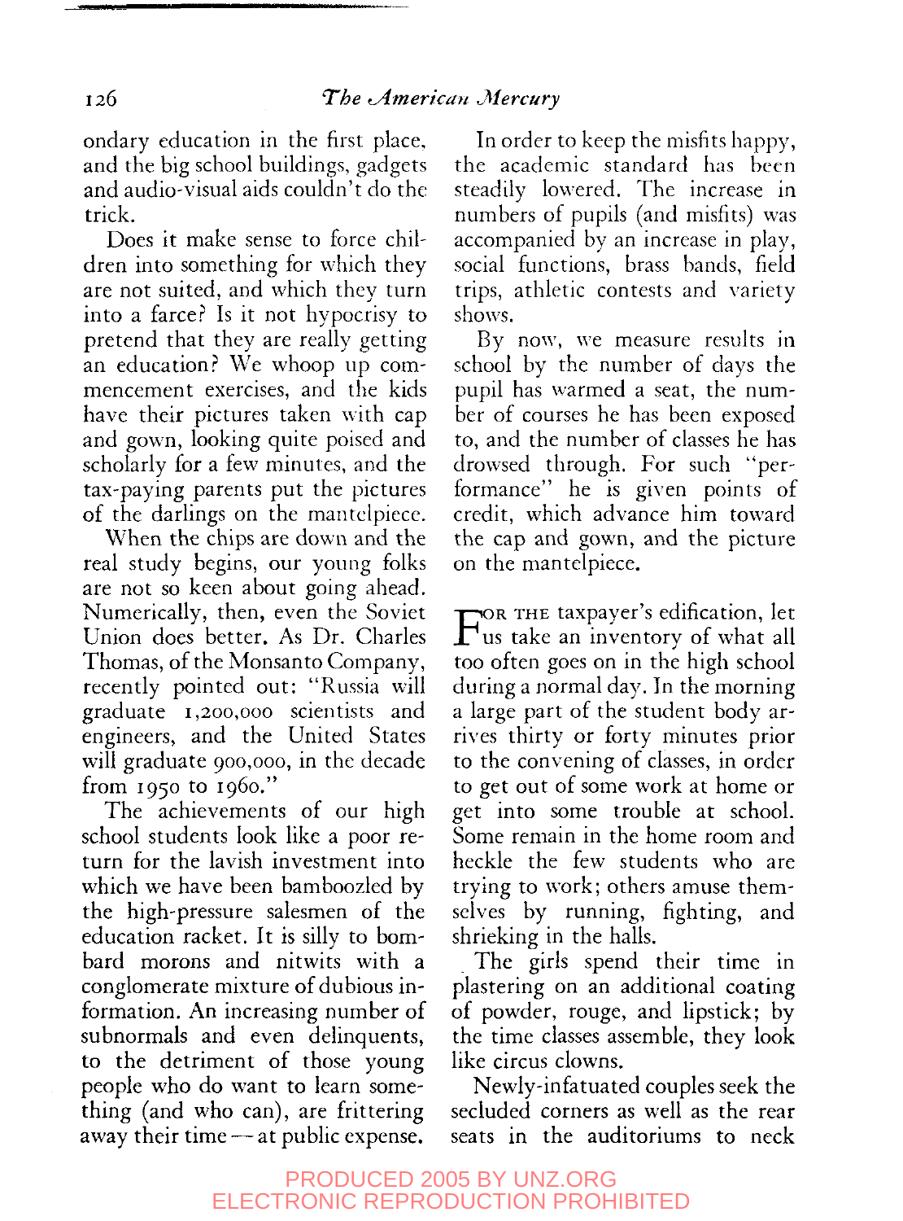ondary education in the first place, and the big school buildings, gadgets and audio-visual aids couldn't do the trick.

Does it make sense to force children into something for which they are not suited, and which they turn into a farce? Is it not hypocrisy to pretend that they are really getting an education? We whoop up commencement exercises, and the kids have their pictures taken with cap and gown, looking quite poised and scholarly for a few minutes, and the tax-paying parents put the pictures of the darlings on the mantelpiece.

When the chips are down and the real study begins, our young folks are not so keen about going ahead. Numerically, then, even the Soviet Union does better. As Dr. Charles Thomas, of the Monsanto Company, recently pointed out: "Russia will graduate 1,200,000 scientists and engineers, and the United States will graduate 900,000, in the decade from 1950 to 1960."

The achievements of our high school students look like a poor return for the lavish investment into which we have been bamboozled by the high-pressure salesmen of the education racket. It is silly to bombard morons and nitwits with a conglomerate mixture of dubious information. An increasing number of subnormals and even delinquents, to the detriment of those young people who do want to learn something (and who can), are frittering away their time — at public expense.

In order to keep the misfits happy, the academic standard has been steadily lowered. The increase in numbers of pupils (and misfits) was accompanied by an increase in play, social functions, brass bands, field trips, athletic contests and variety shows.

By now, we measure results in school by the number of days the pupil has warmed a seat, the number of courses he has been exposed to, and the number of classes he has drowsed through. For such "performance" he is given points of credit, which advance him toward the cap and gown, and the picture on the mantelpiece.

For the taxpayer's edification, let us take an inventory of what all too often goes on in the high school during a normal day. In the morning a large part of the student body arrives thirty or forty minutes prior to the convening of classes, in order to get out of some work at home or get into some trouble at school. Some remain in the home room and heckle the few students who are trying to work; others amuse themselves by running, fighting, and shrieking in the halls.

The girls spend their time in plastering on an additional coating of powder, rouge, and lipstick; by the time classes assemble, they look like circus clowns.

Newly-infatuated couples seek the secluded corners as well as the rear seats in the auditoriums to neck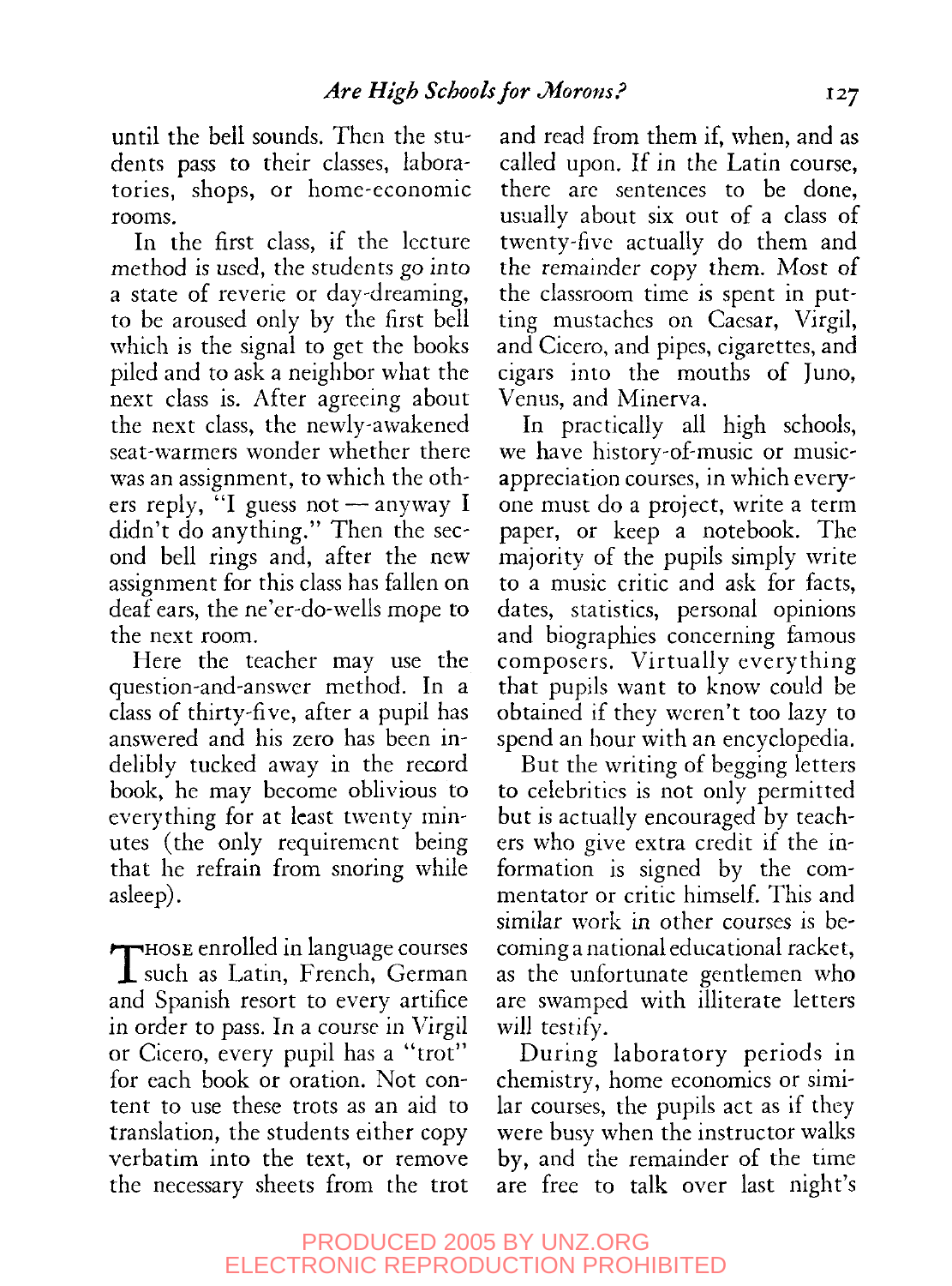until the bell sounds. Then the students pass to their classes, laboratories, shops, or home-economic rooms.

In the first class, if the lecture method is used, the students go into a state of reverie or day-dreaming, to be aroused only by the first bell which is the signal to get the books piled and to ask a neighbor what the next class is. After agreeing about the next class, the newly-awakened seat-warmers wonder whether there was an assignment, to which the others reply, "I guess not — anyway I didn't do anything." Then the second bell rings and, after the new assignment for this class has fallen on deaf ears, the ne'er-do-wells mope to the next room.

Here the teacher may use the question-and-answer method. In a class of thirty-five, after a pupil has answered and his zero has been indelibly tucked away in the record book, he may become oblivious to everything for at least twenty minutes (the only requirement being that he refrain from snoring while asleep).

Those enrolled in language courses such as Latin, French, German and Spanish resort to every artifice in order to pass. In a course in Virgil or Cicero, every pupil has a "trot" for each book or oration. Not content to use these trots as an aid to translation, the students either copy verbatim into the text, or remove the necessary sheets from the trot and read from them if, when, and as called upon. If in the Latin course, there are sentences to be done, usually about six out of a class of twenty-five actually do them and the remainder copy them. Most of the classroom time is spent in putting mustaches on Caesar, Virgil, and Cicero, and pipes, cigarettes, and cigars into the mouths of Juno, Venus, and Minerva.

In practically all high schools, we have history-of-music or music-appreciation courses, in which everyone must do a project, write a term paper, or keep a notebook. The majority of the pupils simply write to a music critic and ask for facts, dates, statistics, personal opinions and biographies concerning famous composers. Virtually everything that pupils want to know could be obtained if they weren't too lazy to spend an hour with an encyclopedia.

But the writing of begging letters to celebrities is not only permitted but is actually encouraged by teachers who give extra credit if the information is signed by the commentator or critic himself. This and similar work in other courses is becoming a national educational racket, as the unfortunate gentlemen who are swamped with illiterate letters will testify.

During laboratory periods in chemistry, home economics or similar courses, the pupils act as if they were busy when the instructor walks by, and the remainder of the time are free to talk over last night's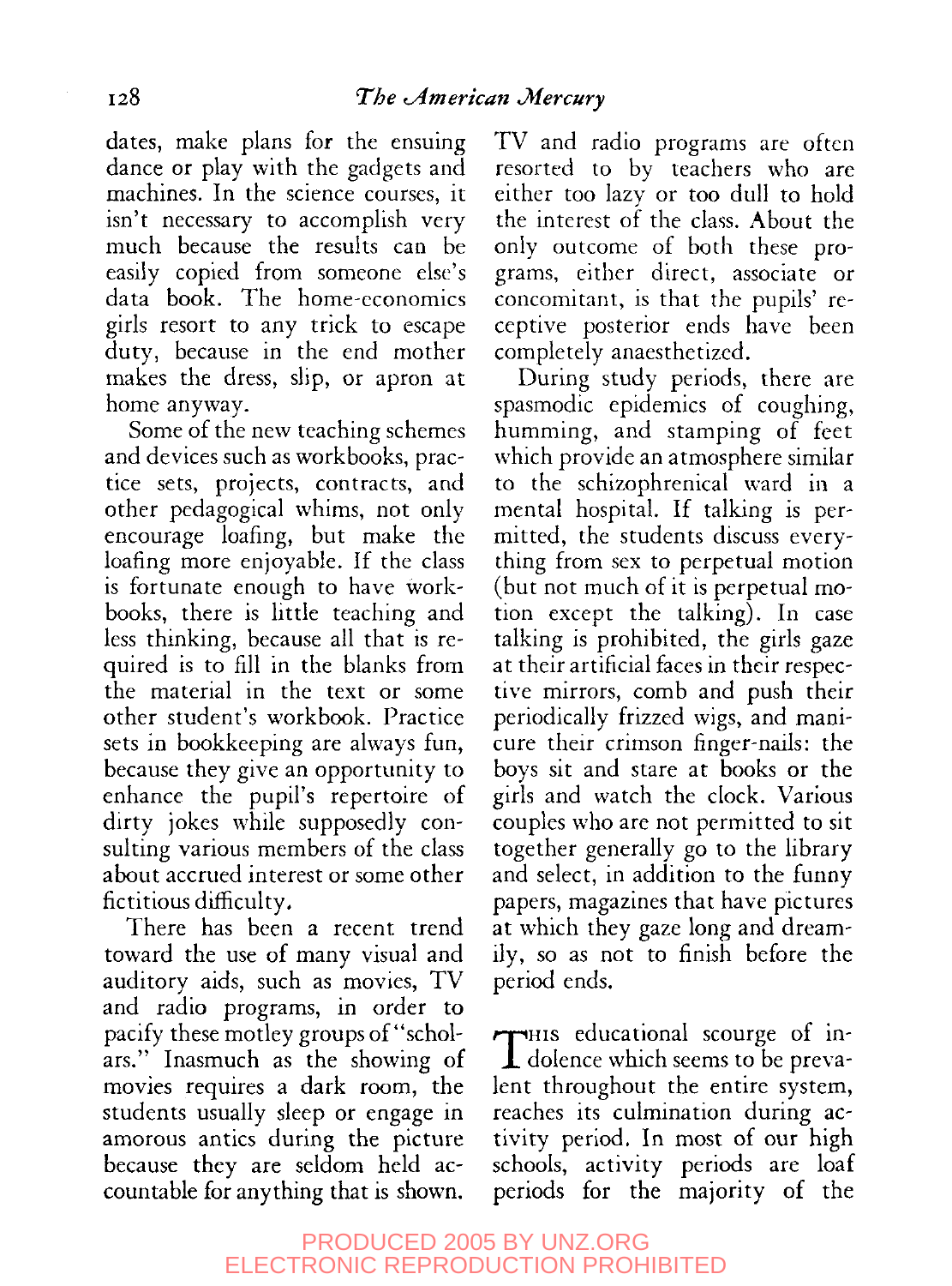dates, make plans for the ensuing dance or play with the gadgets and machines. In the science courses, it isn't necessary to accomplish very much because the results can be easily copied from someone else's data book. The home-economics girls resort to any trick to escape duty, because in the end mother makes the dress, slip, or apron at home anyway.

Some of the new teaching schemes and devices such as workbooks, practice sets, projects, contracts, and other pedagogical whims, not only encourage loafing, but make the loafing more enjoyable. If the class is fortunate enough to have workbooks, there is little teaching and less thinking, because all that is required is to fill in the blanks from the material in the text or some other student's workbook. Practice sets in bookkeeping are always fun, because they give an opportunity to enhance the pupil's repertoire of dirty jokes while supposedly consulting various members of the class about accrued interest or some other fictitious difficulty.

There has been a recent trend toward the use of many visual and auditory aids, such as movies, TV and radio programs, in order to pacify these motley groups of "scholars." Inasmuch as the showing of movies requires a dark room, the students usually sleep or engage in amorous antics during the picture because they are seldom held accountable for anything that is shown. TV and radio programs are often resorted to by teachers who are either too lazy or too dull to hold the interest of the class. About the only outcome of both these programs, either direct, associate or concomitant, is that the pupils' receptive posterior ends have been completely anaesthetized.

During study periods, there are spasmodic epidemics of coughing, humming, and stamping of feet which provide an atmosphere similar to the schizophrenical ward in a mental hospital. If talking is permitted, the students discuss everything from sex to perpetual motion (but not much of it is perpetual motion except the talking). In case talking is prohibited, the girls gaze at their artificial faces in their respective mirrors, comb and push their periodically frizzed wigs, and manicure their crimson finger-nails: the boys sit and stare at books or the girls and watch the clock. Various couples who are not permitted to sit together generally go to the library and select, in addition to the funny papers, magazines that have pictures at which they gaze long and dreamily, so as not to finish before the period ends.

This educational scourge of indolence which seems to be prevalent throughout the entire system, reaches its culmination during activity period. In most of our high schools, activity periods are loaf periods for the majority of the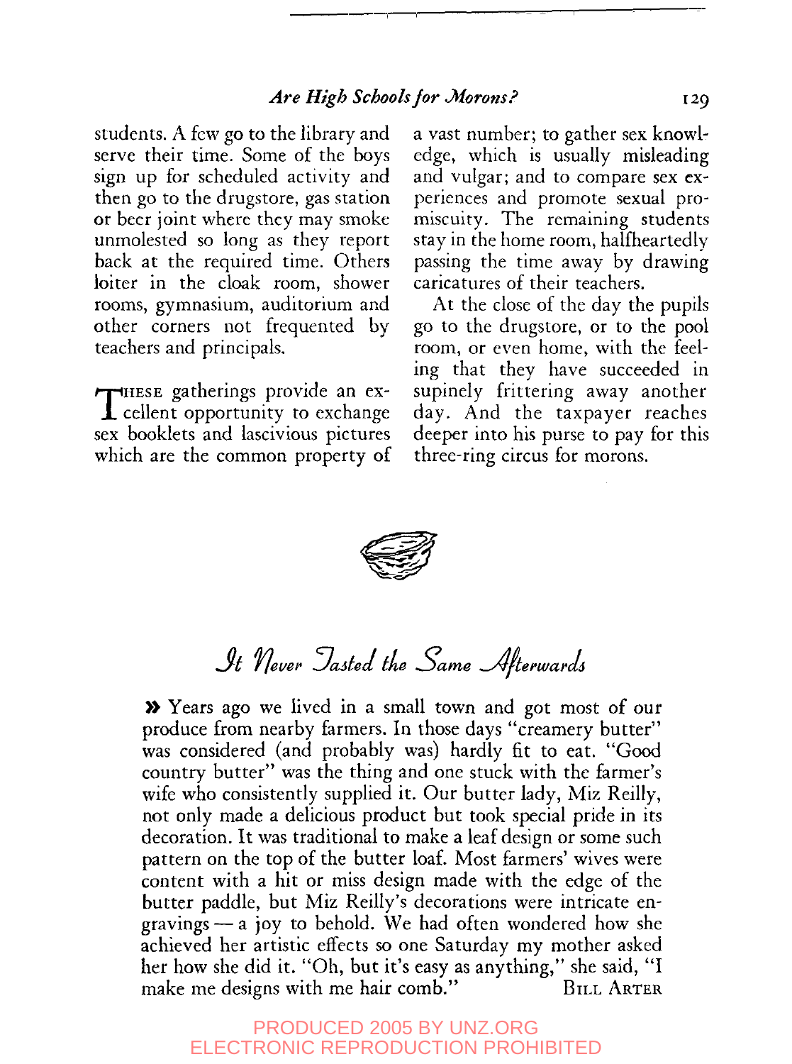students. A few go to the library and serve their time. Some of the boys sign up for scheduled activity and then go to the drugstore, gas station or beer joint where they may smoke unmolested so long as they report back at the required time. Others loiter in the cloak room, shower rooms, gymnasium, auditorium and other corners not frequented by teachers and principals.

THESE gatherings provide an excellent opportunity to exchange sex booklets and lascivious pictures which are the common property of a vast number; to gather sex knowledge, which is usually misleading and vulgar; and to compare sex experiences and promote sexual promiscuity. The remaining students stay in the home room, halfheartedly passing the time away by drawing caricatures of their teachers.

At the close of the day the pupils go to the drugstore, or to the pool room, or even home, with the feeling that they have succeeded in supinely frittering away another day. And the taxpayer reaches deeper into his purse to pay for this three-ring circus for morons.

## It Never Tasted the Same Afterwards

» Years ago we lived in a small town and got most of our produce from nearby farmers. In those days "creamery butter" was considered (and probably was) hardly fit to eat. "Good country butter" was the thing and one stuck with the farmer's wife who consistently supplied it. Our butter lady, Miz Reilly, not only made a delicious product but took special pride in its decoration. It was traditional to make a leaf design or some such pattern on the top of the butter loaf. Most farmers' wives were content with a hit or miss design made with the edge of the butter paddle, but Miz Reilly's decorations were intricate engravings — a joy to behold. We had often wondered how she achieved her artistic effects so one Saturday my mother asked her how she did it. "Oh, but it's easy as anything," she said, "I make me designs with me hair comb."

BILL ARTER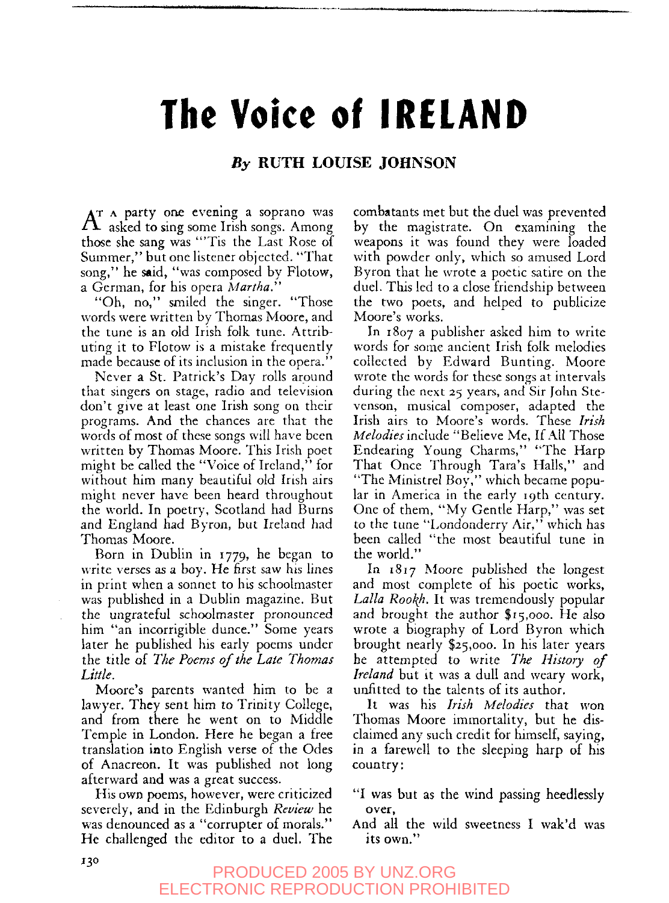# The Voice of IRELAND

### *By* RUTH LOUISE JOHNSON

At a party one evening a soprano was asked to sing some Irish songs. Among those she sang was "'Tis the Last Rose of Summer," but one listener objected. "That song," he said, "was composed by Flotow, a German, for his opera *Martha*."

"Oh, no," smiled the singer. "Those words were written by Thomas Moore, and the tune is an old Irish folk tune. Attributing it to Flotow is a mistake frequently made because of its inclusion in the opera."

Never a St. Patrick's Day rolls around that singers on stage, radio and television don't give at least one Irish song on their programs. And the chances are that the words of most of these songs will have been written by Thomas Moore. This Irish poet might be called the "Voice of Ireland," for without him many beautiful old Irish airs might never have been heard throughout the world. In poetry, Scotland had Burns and England had Byron, but Ireland had Thomas Moore.

Born in Dublin in 1779, he began to write verses as a boy. He first saw his lines in print when a sonnet to his schoolmaster was published in a Dublin magazine. But the ungrateful schoolmaster pronounced him "an incorrigible dunce." Some years later he published his early poems under the title of *The Poems of the Late Thomas Little.*

Moore's parents wanted him to be a lawyer. They sent him to Trinity College, and from there he went on to Middle Temple in London. Here he began a free translation into English verse of the Odes of Anacreon. It was published not long afterward and was a great success.

His own poems, however, were criticized severely, and in the Edinburgh *Review* he was denounced as a "corrupter of morals." He challenged the editor to a duel. The combatants met but the duel was prevented by the magistrate. On examining the weapons it was found they were loaded with powder only, which so amused Lord Byron that he wrote a poetic satire on the duel. This led to a close friendship between the two poets, and helped to publicize Moore's works.

In 1807 a publisher asked him to write words for some ancient Irish folk melodies collected by Edward Bunting. Moore wrote the words for these songs at intervals during the next 25 years, and Sir John Stevenson, musical composer, adapted the Irish airs to Moore's words. These *Irish Melodies* include "Believe Me, If All Those Endearing Young Charms," "The Harp That Once Through Tara's Halls," and "The Minstrel Boy," which became popular in America in the early 19th century. One of them, "My Gentle Harp," was set to the tune "Londonderry Air," which has been called "the most beautiful tune in the world."

In 1817 Moore published the longest and most complete of his poetic works, *Lalla Rookh.* It was tremendously popular and brought the author $15,000. He also wrote a biography of Lord Byron which brought nearly $25,000. In his later years he attempted to write *The History of Ireland* but it was a dull and weary work, unfitted to the talents of its author.

It was his *Irish Melodies* that won Thomas Moore immortality, but he disclaimed any such credit for himself, saying, in a farewell to the sleeping harp of his country:

"I was but as the wind passing heedlessly over,
And all the wild sweetness I wak'd was its own."